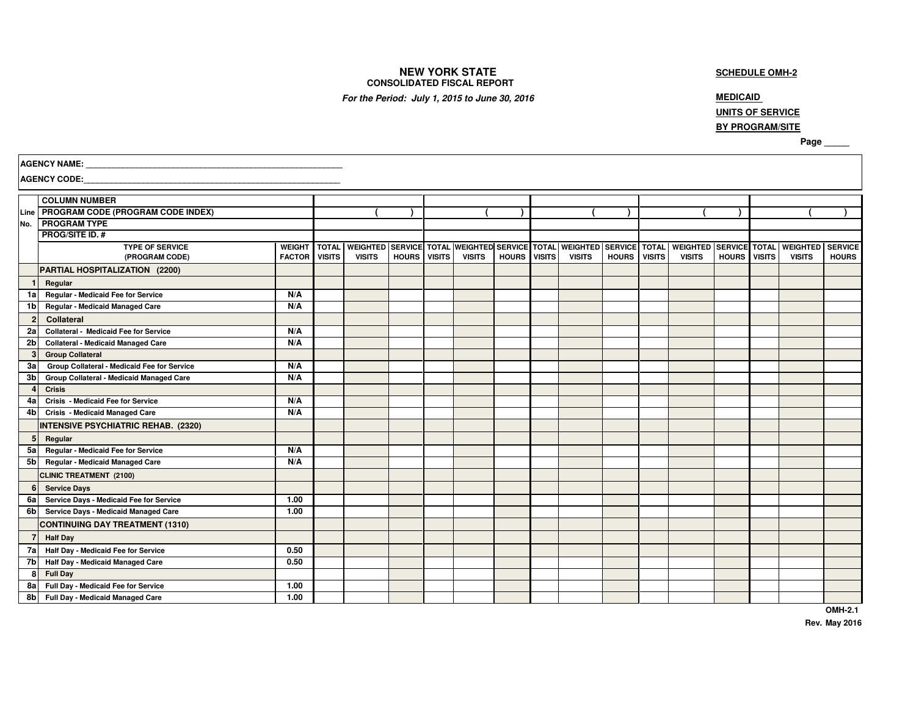**NEW YORK STATE**
**CONSOLIDATED FISCAL REPORT**
***For the Period: July 1, 2015 to June 30, 2016***

**SCHEDULE OMH-2**

**MEDICAID**
**UNITS OF SERVICE**
**BY PROGRAM/SITE**

**Page _____**

**AGENCY NAME: _______________________________________________________**

**AGENCY CODE: _______________________________________________________**

| Line No. | COLUMN NUMBER | | | | | | | | | | | | | | | | |
|---|---|---|---|---|---|---|---|---|---|---|---|---|---|---|---|---|---|
| | PROGRAM CODE (PROGRAM CODE INDEX) | | ( ) | | | ( ) | | | ( ) | | | ( ) | | | ( ) | | |
| | PROGRAM TYPE | | | | | | | | | | | | | | | | |
| | PROG/SITE ID. # | | | | | | | | | | | | | | | | |
| | TYPE OF SERVICE (PROGRAM CODE) | WEIGHT FACTOR | TOTAL VISITS | WEIGHTED VISITS | SERVICE HOURS | TOTAL VISITS | WEIGHTED VISITS | SERVICE HOURS | TOTAL VISITS | WEIGHTED VISITS | SERVICE HOURS | TOTAL VISITS | WEIGHTED VISITS | SERVICE HOURS | TOTAL VISITS | WEIGHTED VISITS | SERVICE HOURS |
| | **PARTIAL HOSPITALIZATION (2200)** | | | | | | | | | | | | | | | | |
| 1 | Regular | | | | | | | | | | | | | | | | |
| 1a | Regular - Medicaid Fee for Service | N/A | | | | | | | | | | | | | | | |
| 1b | Regular - Medicaid Managed Care | N/A | | | | | | | | | | | | | | | |
| 2 | Collateral | | | | | | | | | | | | | | | | |
| 2a | Collateral - Medicaid Fee for Service | N/A | | | | | | | | | | | | | | | |
| 2b | Collateral - Medicaid Managed Care | N/A | | | | | | | | | | | | | | | |
| 3 | Group Collateral | | | | | | | | | | | | | | | | |
| 3a | Group Collateral - Medicaid Fee for Service | N/A | | | | | | | | | | | | | | | |
| 3b | Group Collateral - Medicaid Managed Care | N/A | | | | | | | | | | | | | | | |
| 4 | Crisis | | | | | | | | | | | | | | | | |
| 4a | Crisis - Medicaid Fee for Service | N/A | | | | | | | | | | | | | | | |
| 4b | Crisis - Medicaid Managed Care | N/A | | | | | | | | | | | | | | | |
| | **INTENSIVE PSYCHIATRIC REHAB. (2320)** | | | | | | | | | | | | | | | | |
| 5 | Regular | | | | | | | | | | | | | | | | |
| 5a | Regular - Medicaid Fee for Service | N/A | | | | | | | | | | | | | | | |
| 5b | Regular - Medicaid Managed Care | N/A | | | | | | | | | | | | | | | |
| | **CLINIC TREATMENT (2100)** | | | | | | | | | | | | | | | | |
| 6 | Service Days | | | | | | | | | | | | | | | | |
| 6a | Service Days - Medicaid Fee for Service | 1.00 | | | | | | | | | | | | | | | |
| 6b | Service Days - Medicaid Managed Care | 1.00 | | | | | | | | | | | | | | | |
| | **CONTINUING DAY TREATMENT (1310)** | | | | | | | | | | | | | | | | |
| 7 | Half Day | | | | | | | | | | | | | | | | |
| 7a | Half Day - Medicaid Fee for Service | 0.50 | | | | | | | | | | | | | | | |
| 7b | Half Day - Medicaid Managed Care | 0.50 | | | | | | | | | | | | | | | |
| 8 | Full Day | | | | | | | | | | | | | | | | |
| 8a | Full Day - Medicaid Fee for Service | 1.00 | | | | | | | | | | | | | | | |
| 8b | Full Day - Medicaid Managed Care | 1.00 | | | | | | | | | | | | | | | |

OMH-2.1
Rev. May 2016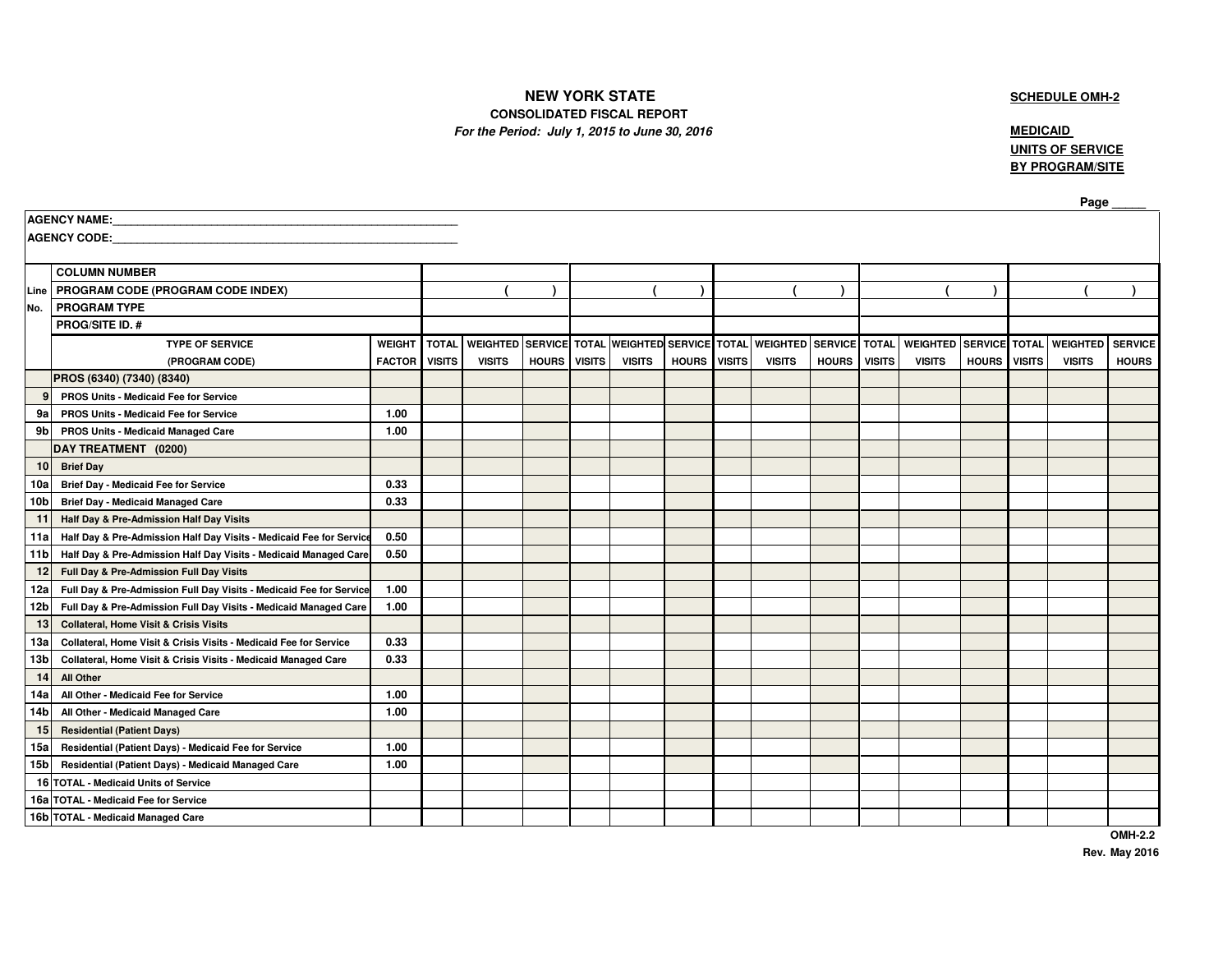**NEW YORK STATE**
**CONSOLIDATED FISCAL REPORT**
***For the Period: July 1, 2015 to June 30, 2016***

**SCHEDULE OMH-2**

**MEDICAID UNITS OF SERVICE BY PROGRAM/SITE**

Page _____

**AGENCY NAME:**_______________________________________________

**AGENCY CODE:**_______________________________________________

| | COLUMN NUMBER | | | | | | | | | | | | | | | | |
|---|---|---|---|---|---|---|---|---|---|---|---|---|---|---|---|---|---|
| **Line** | **PROGRAM CODE (PROGRAM CODE INDEX)** | | ( ) | | | ( ) | | | ( ) | | | ( ) | | | ( ) | | |
| **No.** | **PROGRAM TYPE** | | | | | | | | | | | | | | | | |
| | **PROG/SITE ID. #** | | | | | | | | | | | | | | | | |
| | **TYPE OF SERVICE (PROGRAM CODE)** | **WEIGHT FACTOR** | **TOTAL VISITS** | **WEIGHTED VISITS** | **SERVICE HOURS** | **TOTAL VISITS** | **WEIGHTED VISITS** | **SERVICE HOURS** | **TOTAL VISITS** | **WEIGHTED VISITS** | **SERVICE HOURS** | **TOTAL VISITS** | **WEIGHTED VISITS** | **SERVICE HOURS** | **TOTAL VISITS** | **WEIGHTED VISITS** | **SERVICE HOURS** |
| | **PROS (6340) (7340) (8340)** | | | | | | | | | | | | | | | | |
| 9 | **PROS Units - Medicaid Fee for Service** | | | | | | | | | | | | | | | | |
| 9a | **PROS Units - Medicaid Fee for Service** | 1.00 | | | | | | | | | | | | | | | |
| 9b | **PROS Units - Medicaid Managed Care** | 1.00 | | | | | | | | | | | | | | | |
| | **DAY TREATMENT (0200)** | | | | | | | | | | | | | | | | |
| 10 | **Brief Day** | | | | | | | | | | | | | | | | |
| 10a | **Brief Day - Medicaid Fee for Service** | 0.33 | | | | | | | | | | | | | | | |
| 10b | **Brief Day - Medicaid Managed Care** | 0.33 | | | | | | | | | | | | | | | |
| 11 | **Half Day & Pre-Admission Half Day Visits** | | | | | | | | | | | | | | | | |
| 11a | **Half Day & Pre-Admission Half Day Visits - Medicaid Fee for Service** | 0.50 | | | | | | | | | | | | | | | |
| 11b | **Half Day & Pre-Admission Half Day Visits - Medicaid Managed Care** | 0.50 | | | | | | | | | | | | | | | |
| 12 | **Full Day & Pre-Admission Full Day Visits** | | | | | | | | | | | | | | | | |
| 12a | **Full Day & Pre-Admission Full Day Visits - Medicaid Fee for Service** | 1.00 | | | | | | | | | | | | | | | |
| 12b | **Full Day & Pre-Admission Full Day Visits - Medicaid Managed Care** | 1.00 | | | | | | | | | | | | | | | |
| 13 | **Collateral, Home Visit & Crisis Visits** | | | | | | | | | | | | | | | | |
| 13a | **Collateral, Home Visit & Crisis Visits - Medicaid Fee for Service** | 0.33 | | | | | | | | | | | | | | | |
| 13b | **Collateral, Home Visit & Crisis Visits - Medicaid Managed Care** | 0.33 | | | | | | | | | | | | | | | |
| 14 | **All Other** | | | | | | | | | | | | | | | | |
| 14a | **All Other - Medicaid Fee for Service** | 1.00 | | | | | | | | | | | | | | | |
| 14b | **All Other - Medicaid Managed Care** | 1.00 | | | | | | | | | | | | | | | |
| 15 | **Residential (Patient Days)** | | | | | | | | | | | | | | | | |
| 15a | **Residential (Patient Days) - Medicaid Fee for Service** | 1.00 | | | | | | | | | | | | | | | |
| 15b | **Residential (Patient Days) - Medicaid Managed Care** | 1.00 | | | | | | | | | | | | | | | |
| 16 | **TOTAL - Medicaid Units of Service** | | | | | | | | | | | | | | | | |
| 16a | **TOTAL - Medicaid Fee for Service** | | | | | | | | | | | | | | | | |
| 16b | **TOTAL - Medicaid Managed Care** | | | | | | | | | | | | | | | | |

**OMH-2.2**
**Rev. May 2016**